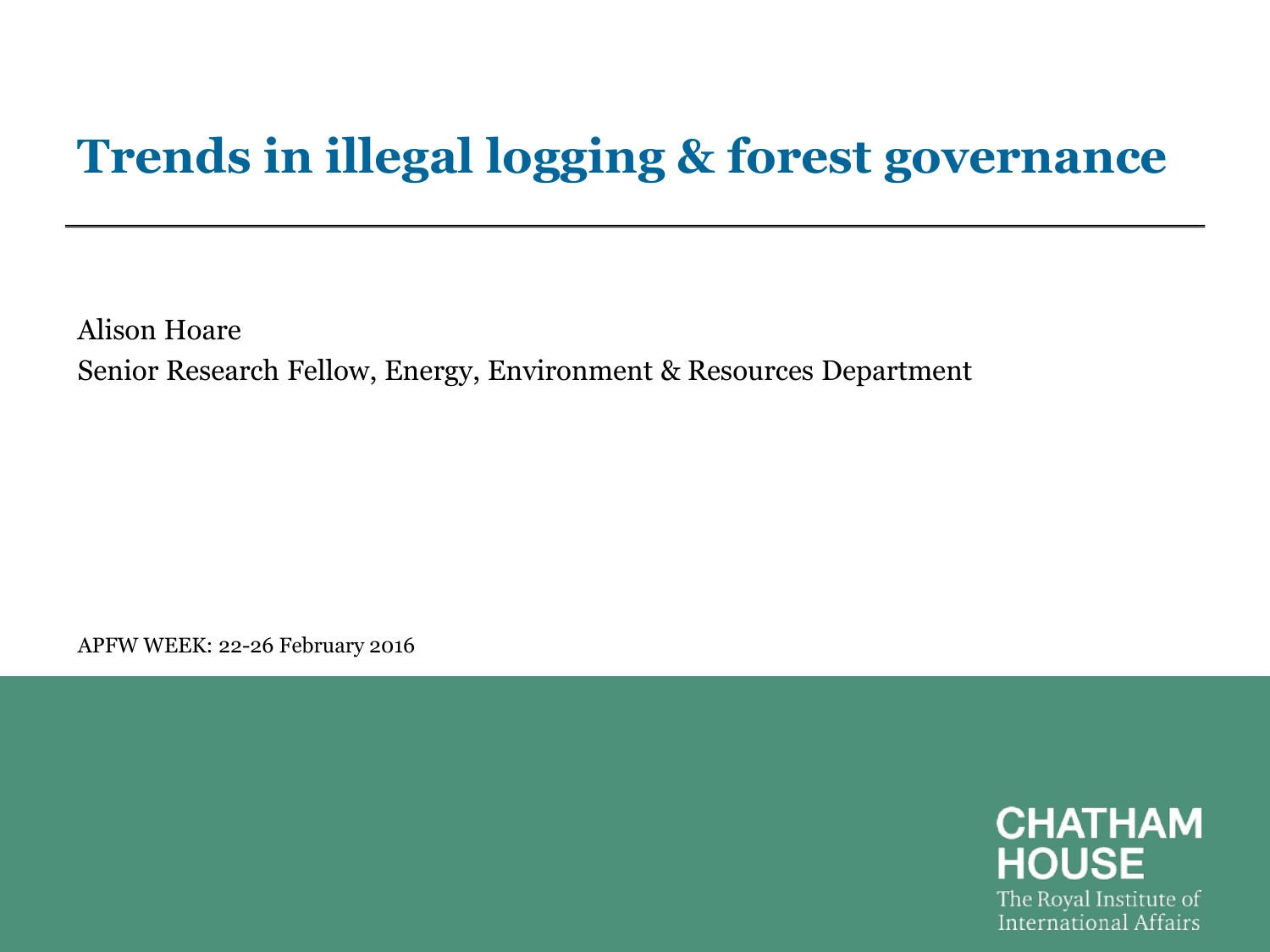# Trends in illegal logging & forest governance

Alison Hoare

Senior Research Fellow, Energy, Environment & Resources Department

APFW WEEK: 22-26 February 2016

CHATHAM HOUSE

The Royal Institute of International Affairs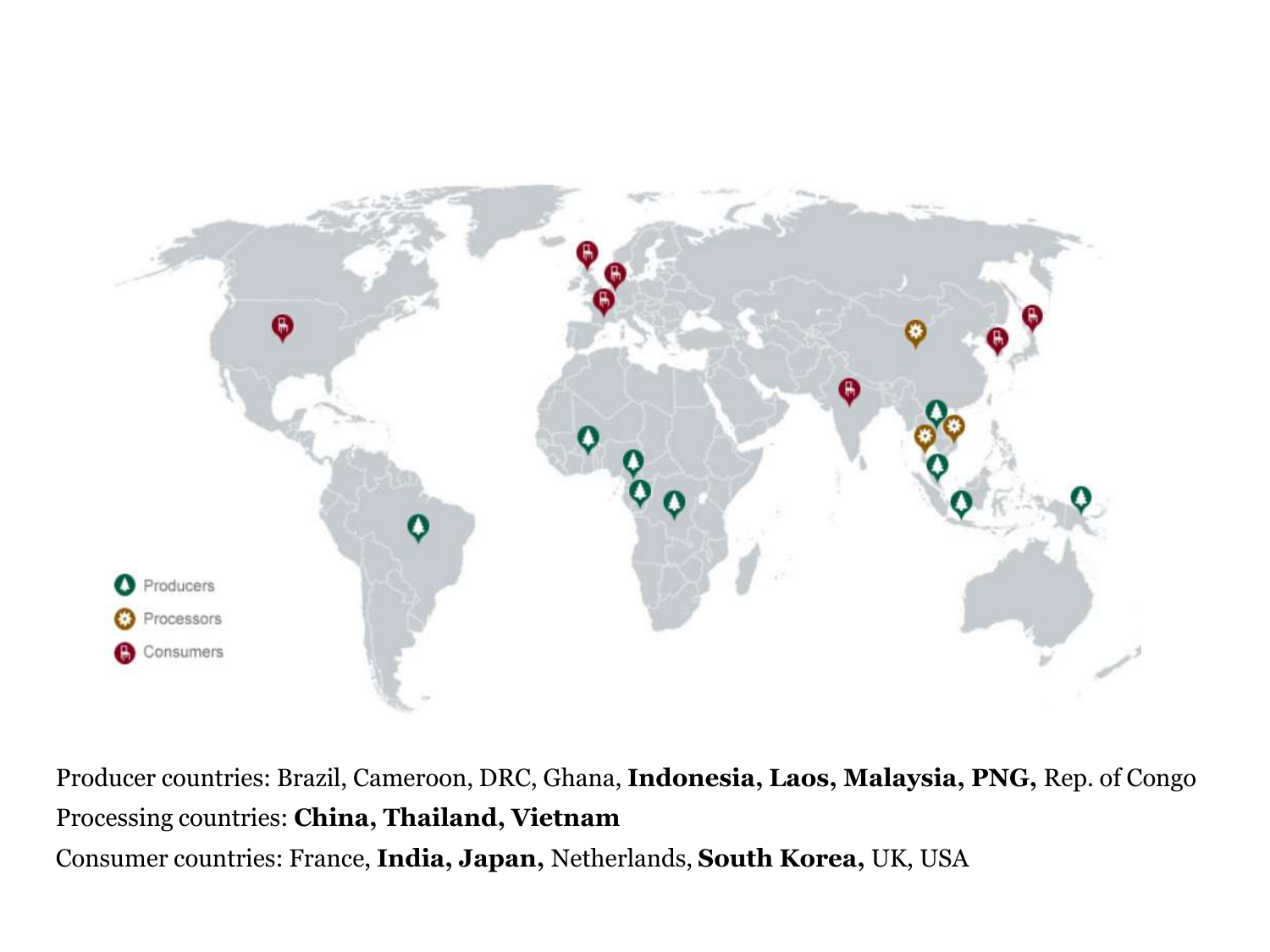Producers

Processors

Consumers

Producer countries: Brazil, Cameroon, DRC, Ghana, **Indonesia, Laos, Malaysia, PNG,** Rep. of Congo

Processing countries: **China, Thailand, Vietnam**

Consumer countries: France, **India, Japan,** Netherlands, **South Korea,** UK, USA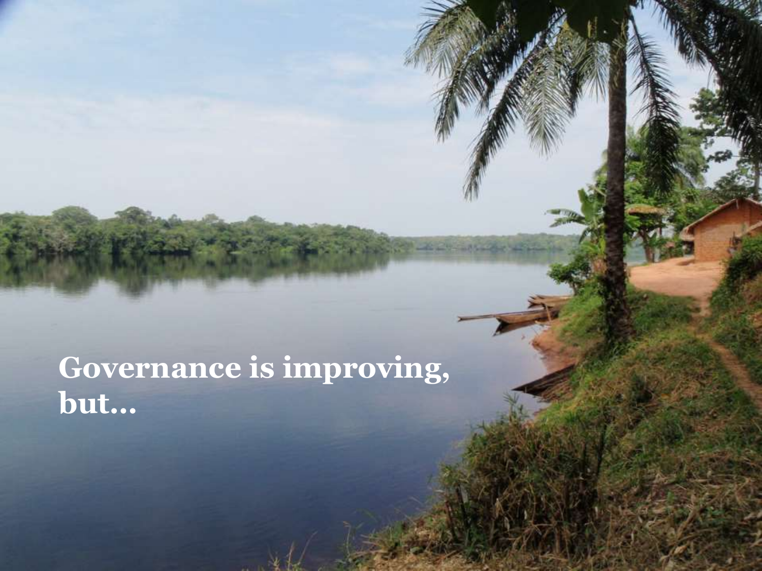**Governance is improving, but…**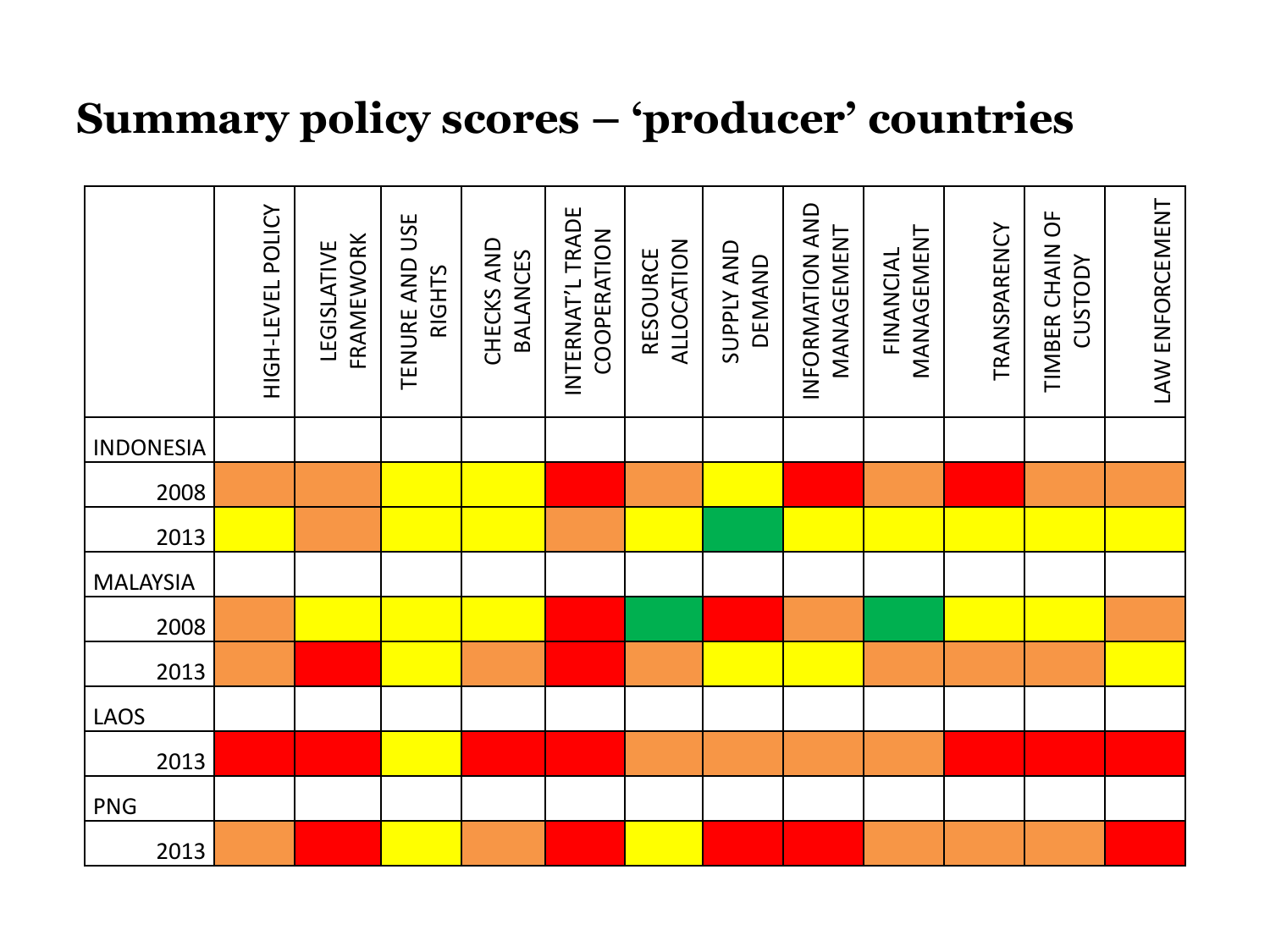# Summary policy scores – 'producer' countries

| | HIGH-LEVEL POLICY | LEGISLATIVE FRAMEWORK | TENURE AND USE RIGHTS | CHECKS AND BALANCES | INTERNAT'L TRADE COOPERATION | RESOURCE ALLOCATION | SUPPLY AND DEMAND | INFORMATION AND MANAGEMENT | FINANCIAL MANAGEMENT | TRANSPARENCY | TIMBER CHAIN OF CUSTODY | LAW ENFORCEMENT |
|---|---|---|---|---|---|---|---|---|---|---|---|---|
| INDONESIA | | | | | | | | | | | | |
| 2008 | | | | | | | | | | | | |
| 2013 | | | | | | | | | | | | |
| MALAYSIA | | | | | | | | | | | | |
| 2008 | | | | | | | | | | | | |
| 2013 | | | | | | | | | | | | |
| LAOS | | | | | | | | | | | | |
| 2013 | | | | | | | | | | | | |
| PNG | | | | | | | | | | | | |
| 2013 | | | | | | | | | | | | |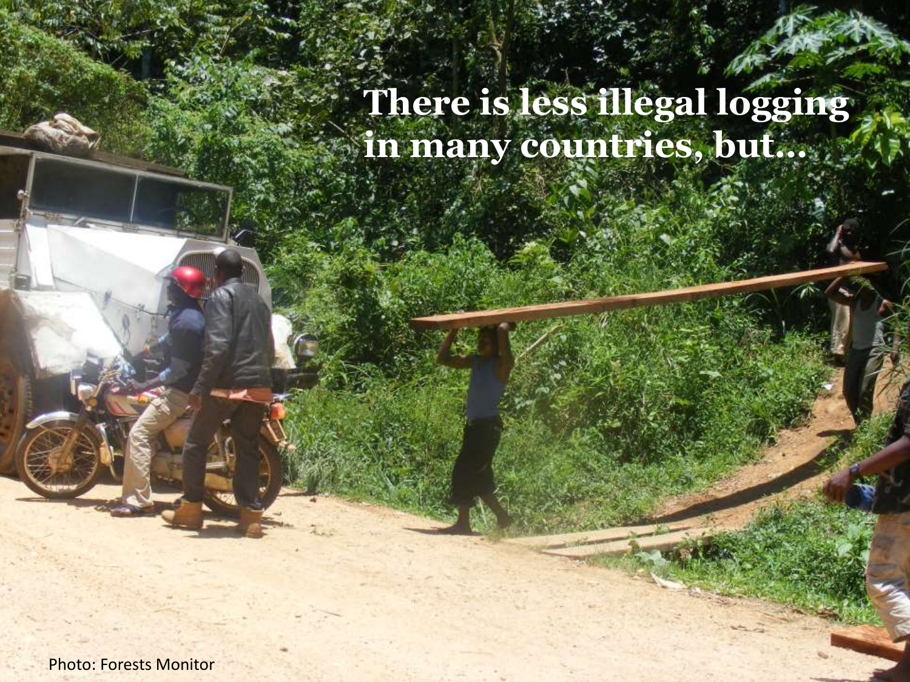# There is less illegal logging in many countries, but…

Photo: Forests Monitor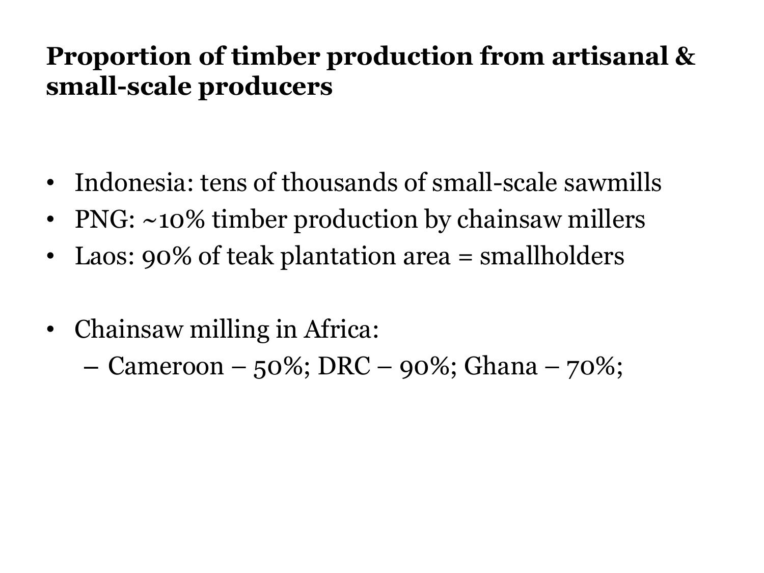# Proportion of timber production from artisanal & small-scale producers

- Indonesia: tens of thousands of small-scale sawmills
- PNG: ~10% timber production by chainsaw millers
- Laos: 90% of teak plantation area = smallholders

- Chainsaw milling in Africa:
  - Cameroon – 50%; DRC – 90%; Ghana – 70%;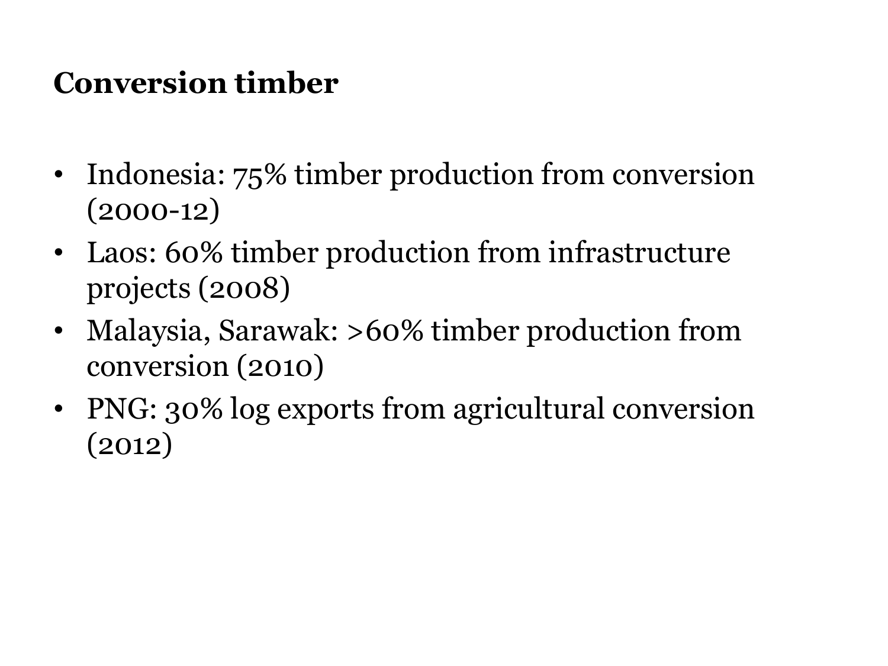## Conversion timber

- Indonesia: 75% timber production from conversion (2000-12)
- Laos: 60% timber production from infrastructure projects (2008)
- Malaysia, Sarawak: >60% timber production from conversion (2010)
- PNG: 30% log exports from agricultural conversion (2012)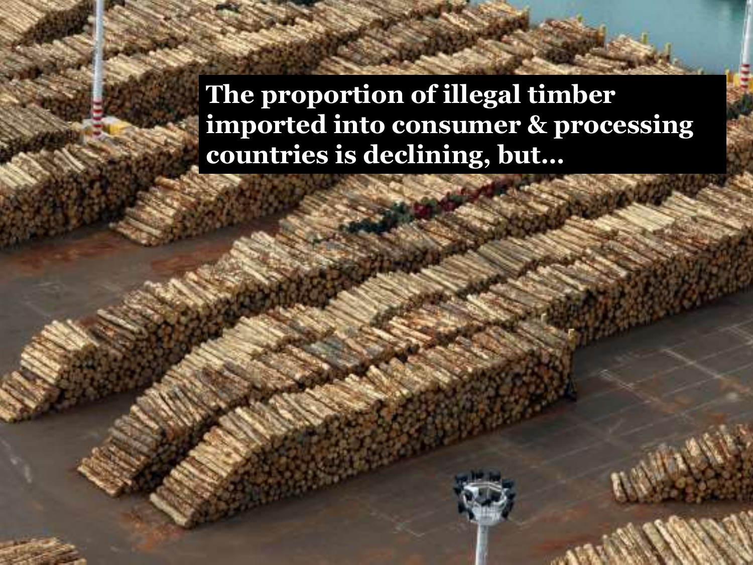**The proportion of illegal timber imported into consumer & processing countries is declining, but…**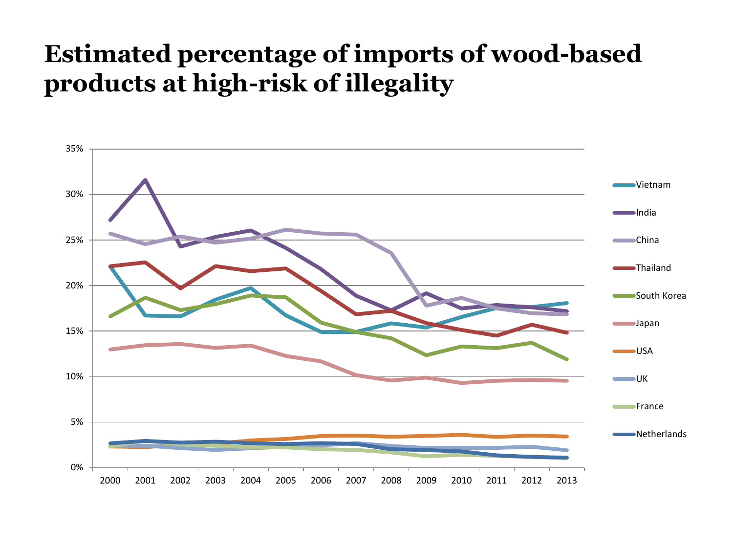# Estimated percentage of imports of wood-based products at high-risk of illegality

35%
30%
25%
20%
15%
10%
5%
0%

2000 2001 2002 2003 2004 2005 2006 2007 2008 2009 2010 2011 2012 2013

Vietnam
India
China
Thailand
South Korea
Japan
USA
UK
France
Netherlands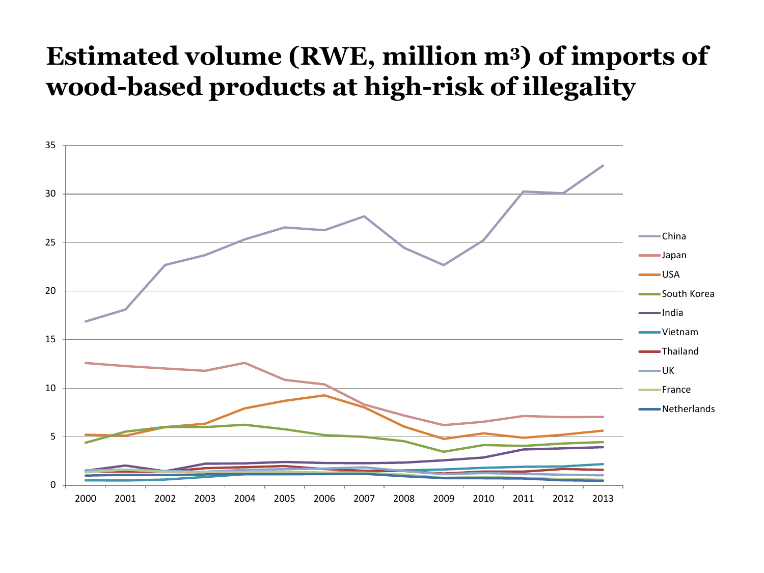# Estimated volume (RWE, million m³) of imports of wood-based products at high-risk of illegality

35
30
25
20
15
10
5
0

2000 2001 2002 2003 2004 2005 2006 2007 2008 2009 2010 2011 2012 2013

China
Japan
USA
South Korea
India
Vietnam
Thailand
UK
France
Netherlands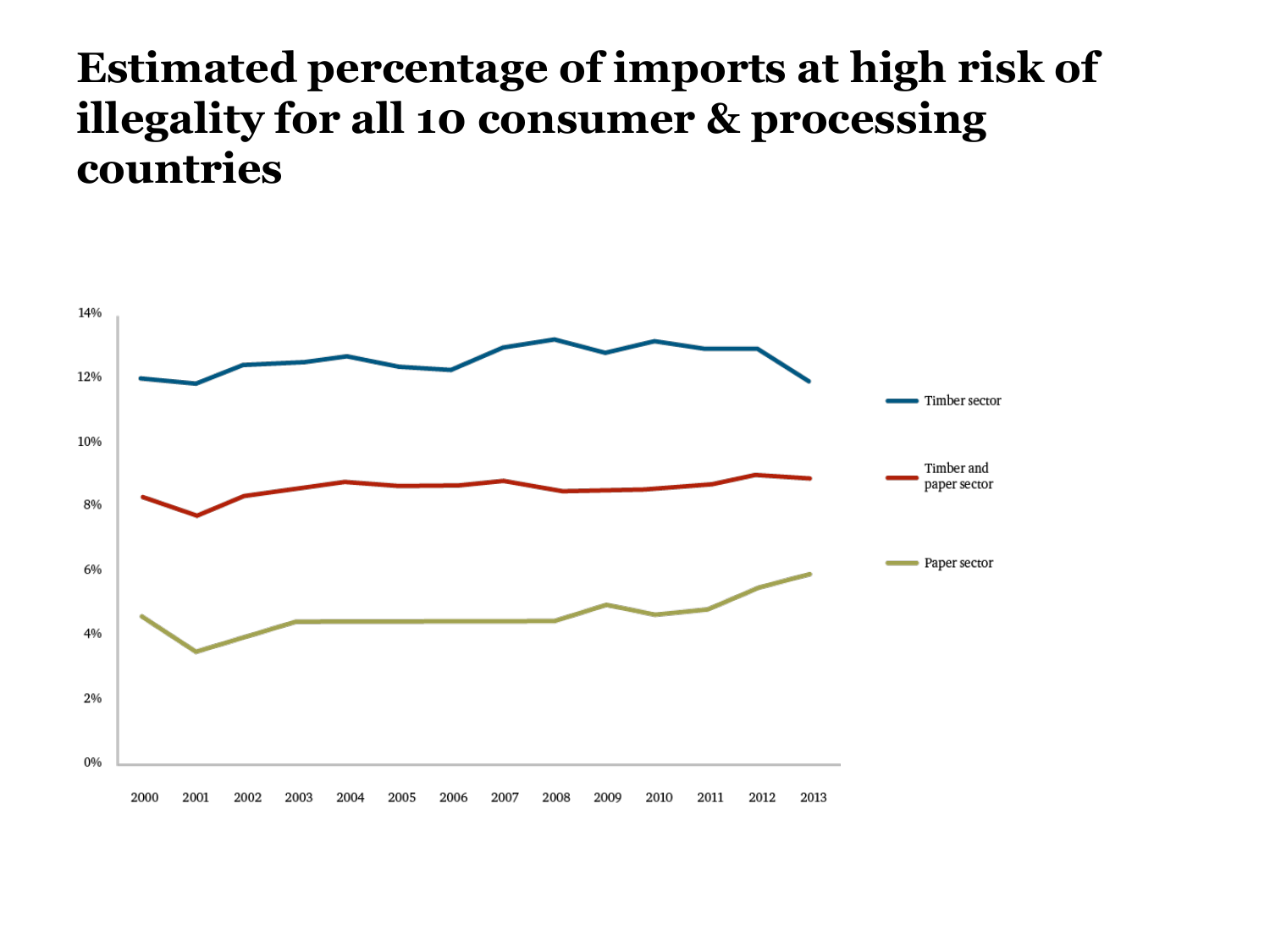# Estimated percentage of imports at high risk of illegality for all 10 consumer & processing countries

14%
12%
10%
8%
6%
4%
2%
0%

2000 2001 2002 2003 2004 2005 2006 2007 2008 2009 2010 2011 2012 2013

Timber sector

Timber and paper sector

Paper sector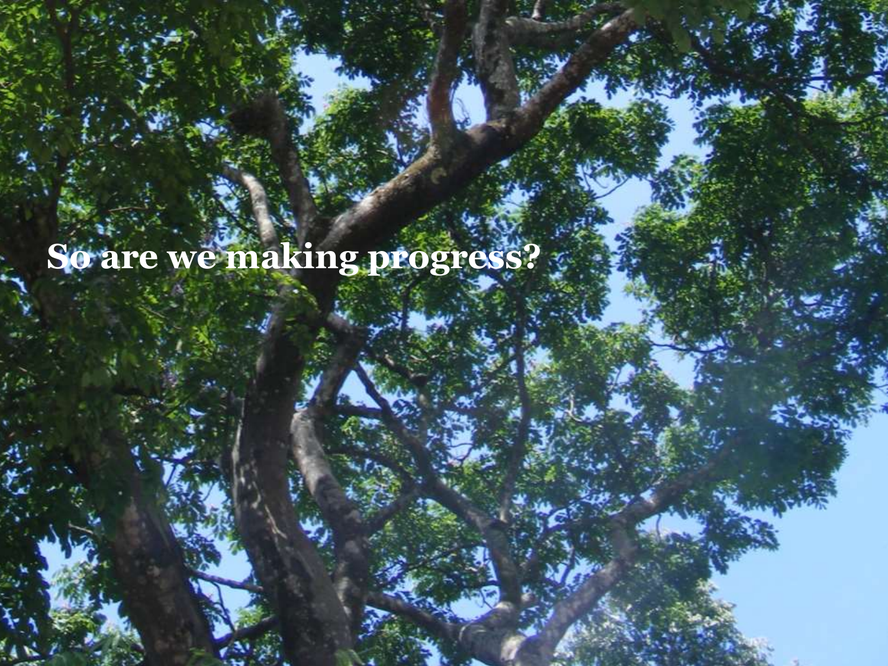**So are we making progress?**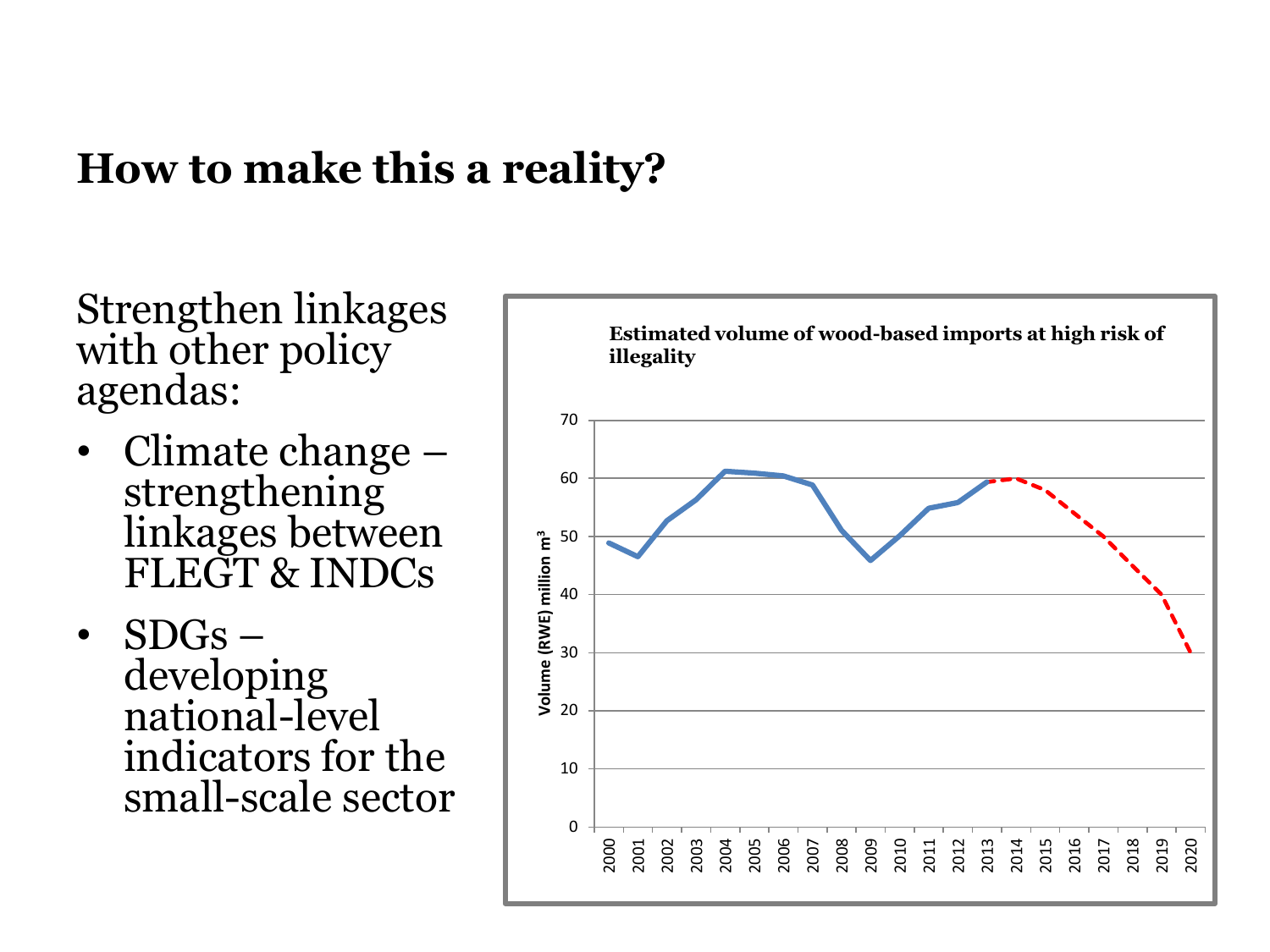# How to make this a reality?

Strengthen linkages with other policy agendas:

- Climate change – strengthening linkages between FLEGT & INDCs
- SDGs – developing national-level indicators for the small-scale sector

**Estimated volume of wood-based imports at high risk of illegality**

Volume (RWE) million $m^3$

0
10
20
30
40
50
60
70

2000
2001
2002
2003
2004
2005
2006
2007
2008
2009
2010
2011
2012
2013
2014
2015
2016
2017
2018
2019
2020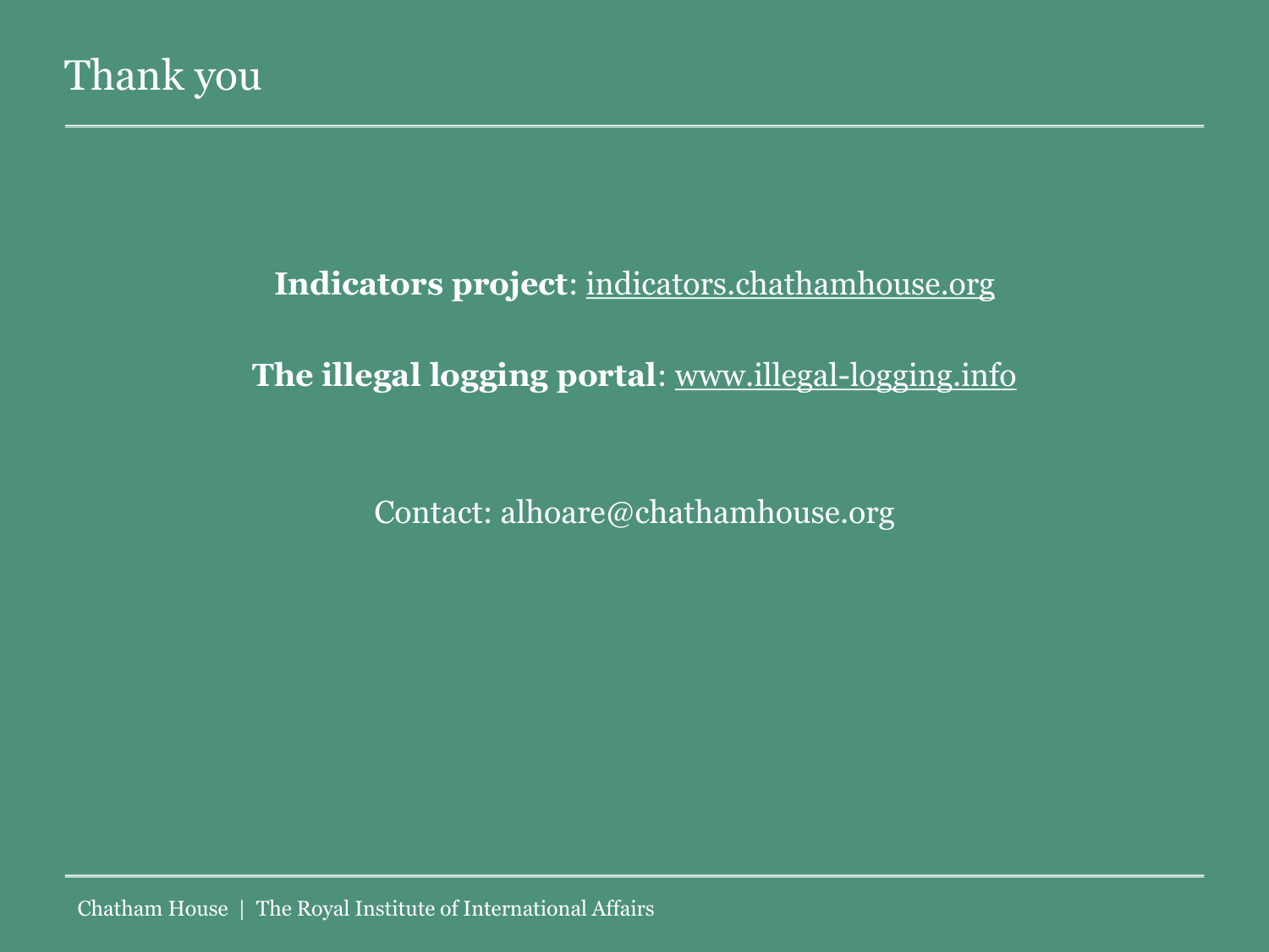# Thank you

**Indicators project**: indicators.chathamhouse.org

**The illegal logging portal**: www.illegal-logging.info

Contact: alhoare@chathamhouse.org